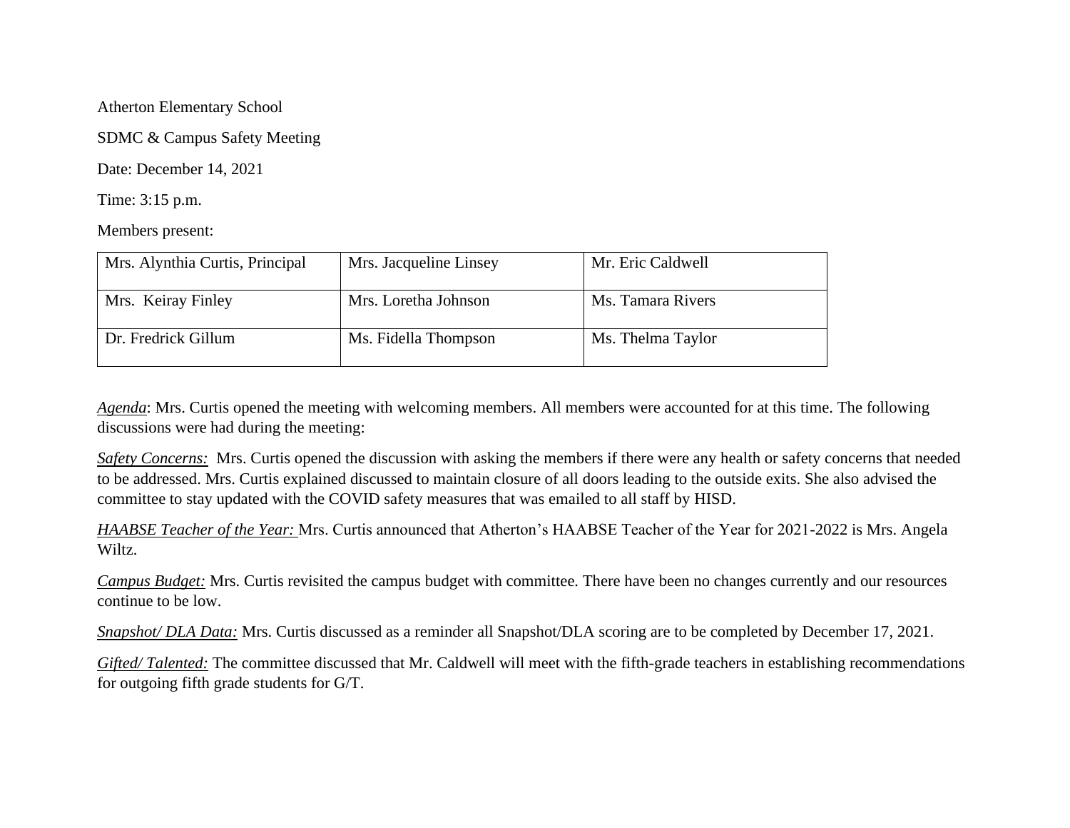Atherton Elementary School

SDMC & Campus Safety Meeting

Date: December 14, 2021

Time: 3:15 p.m.

Members present:

| Mrs. Alynthia Curtis, Principal | Mrs. Jacqueline Linsey | Mr. Eric Caldwell |
|---|---|---|
| Mrs. Keiray Finley | Mrs. Loretha Johnson | Ms. Tamara Rivers |
| Dr. Fredrick Gillum | Ms. Fidella Thompson | Ms. Thelma Taylor |

*Agenda*: Mrs. Curtis opened the meeting with welcoming members. All members were accounted for at this time. The following discussions were had during the meeting:

*Safety Concerns:* Mrs. Curtis opened the discussion with asking the members if there were any health or safety concerns that needed to be addressed. Mrs. Curtis explained discussed to maintain closure of all doors leading to the outside exits. She also advised the committee to stay updated with the COVID safety measures that was emailed to all staff by HISD.

*HAABSE Teacher of the Year:* Mrs. Curtis announced that Atherton's HAABSE Teacher of the Year for 2021-2022 is Mrs. Angela Wiltz.

*Campus Budget:* Mrs. Curtis revisited the campus budget with committee. There have been no changes currently and our resources continue to be low.

*Snapshot/ DLA Data:* Mrs. Curtis discussed as a reminder all Snapshot/DLA scoring are to be completed by December 17, 2021.

*Gifted/ Talented:* The committee discussed that Mr. Caldwell will meet with the fifth-grade teachers in establishing recommendations for outgoing fifth grade students for G/T.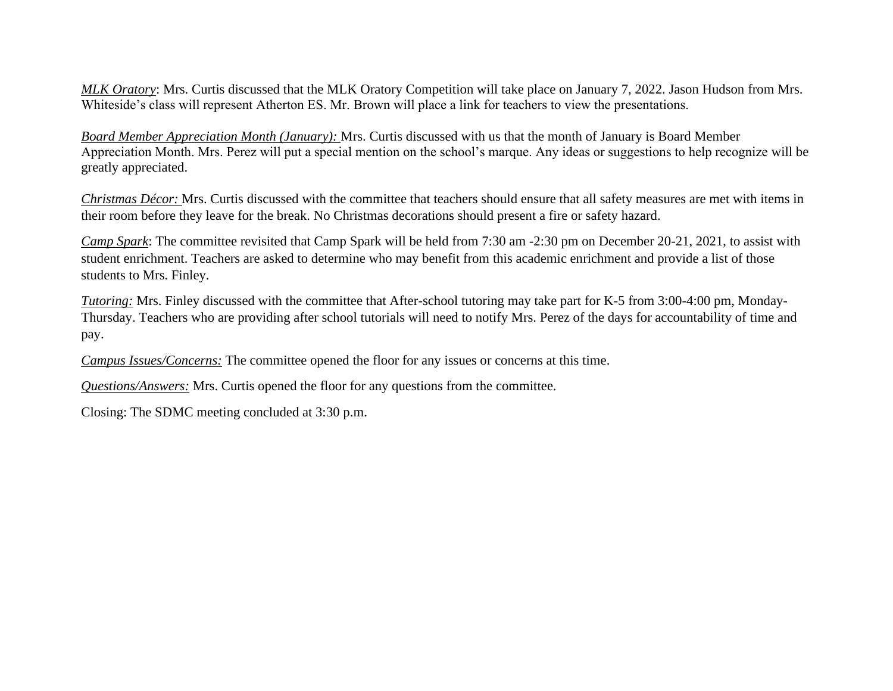*MLK Oratory*: Mrs. Curtis discussed that the MLK Oratory Competition will take place on January 7, 2022. Jason Hudson from Mrs. Whiteside's class will represent Atherton ES. Mr. Brown will place a link for teachers to view the presentations.

*Board Member Appreciation Month (January):* Mrs. Curtis discussed with us that the month of January is Board Member Appreciation Month. Mrs. Perez will put a special mention on the school's marque. Any ideas or suggestions to help recognize will be greatly appreciated.

*Christmas Décor:* Mrs. Curtis discussed with the committee that teachers should ensure that all safety measures are met with items in their room before they leave for the break. No Christmas decorations should present a fire or safety hazard.

*Camp Spark*: The committee revisited that Camp Spark will be held from 7:30 am -2:30 pm on December 20-21, 2021, to assist with student enrichment. Teachers are asked to determine who may benefit from this academic enrichment and provide a list of those students to Mrs. Finley.

*Tutoring:* Mrs. Finley discussed with the committee that After-school tutoring may take part for K-5 from 3:00-4:00 pm, Monday-Thursday. Teachers who are providing after school tutorials will need to notify Mrs. Perez of the days for accountability of time and pay.

*Campus Issues/Concerns:* The committee opened the floor for any issues or concerns at this time.

*Questions/Answers:* Mrs. Curtis opened the floor for any questions from the committee.

Closing: The SDMC meeting concluded at 3:30 p.m.